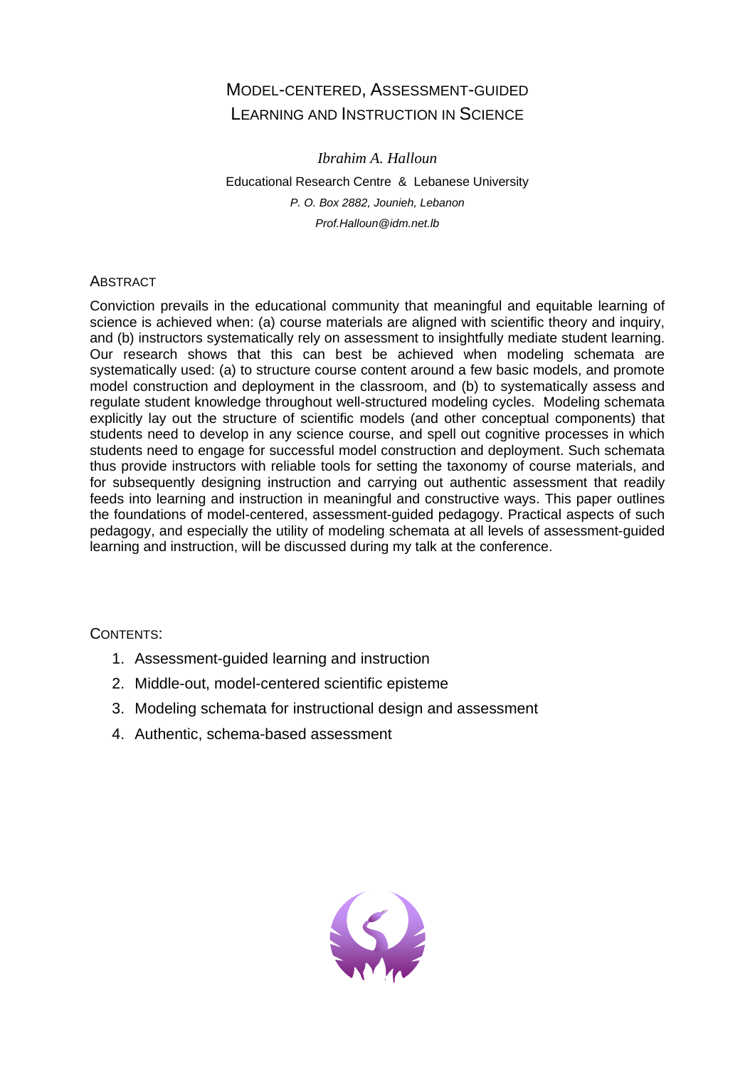# Model-centered, Assessment-guided Learning and Instruction in Science

*Ibrahim A. Halloun*

Educational Research Centre & Lebanese University

*P. O. Box 2882, Jounieh, Lebanon*

*Prof.Halloun@idm.net.lb*

## Abstract

Conviction prevails in the educational community that meaningful and equitable learning of science is achieved when: (a) course materials are aligned with scientific theory and inquiry, and (b) instructors systematically rely on assessment to insightfully mediate student learning. Our research shows that this can best be achieved when modeling schemata are systematically used: (a) to structure course content around a few basic models, and promote model construction and deployment in the classroom, and (b) to systematically assess and regulate student knowledge throughout well-structured modeling cycles. Modeling schemata explicitly lay out the structure of scientific models (and other conceptual components) that students need to develop in any science course, and spell out cognitive processes in which students need to engage for successful model construction and deployment. Such schemata thus provide instructors with reliable tools for setting the taxonomy of course materials, and for subsequently designing instruction and carrying out authentic assessment that readily feeds into learning and instruction in meaningful and constructive ways. This paper outlines the foundations of model-centered, assessment-guided pedagogy. Practical aspects of such pedagogy, and especially the utility of modeling schemata at all levels of assessment-guided learning and instruction, will be discussed during my talk at the conference.

## Contents:

1. Assessment-guided learning and instruction
2. Middle-out, model-centered scientific episteme
3. Modeling schemata for instructional design and assessment
4. Authentic, schema-based assessment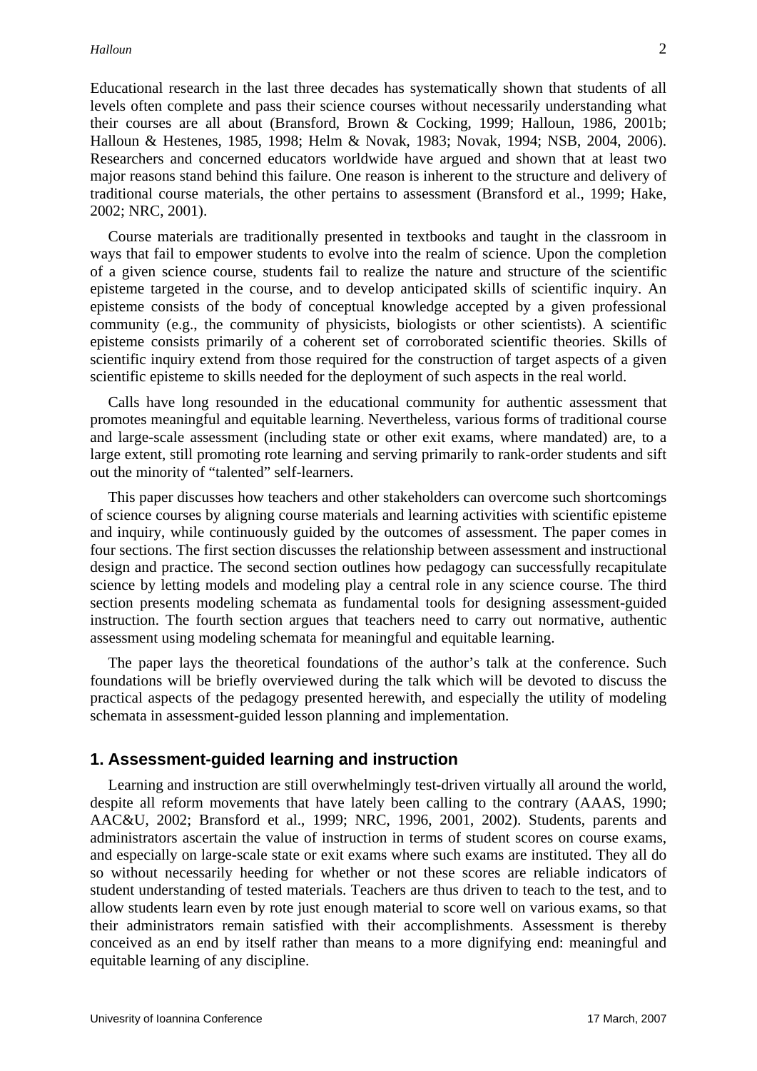Educational research in the last three decades has systematically shown that students of all levels often complete and pass their science courses without necessarily understanding what their courses are all about (Bransford, Brown & Cocking, 1999; Halloun, 1986, 2001b; Halloun & Hestenes, 1985, 1998; Helm & Novak, 1983; Novak, 1994; NSB, 2004, 2006). Researchers and concerned educators worldwide have argued and shown that at least two major reasons stand behind this failure. One reason is inherent to the structure and delivery of traditional course materials, the other pertains to assessment (Bransford et al., 1999; Hake, 2002; NRC, 2001).

Course materials are traditionally presented in textbooks and taught in the classroom in ways that fail to empower students to evolve into the realm of science. Upon the completion of a given science course, students fail to realize the nature and structure of the scientific episteme targeted in the course, and to develop anticipated skills of scientific inquiry. An episteme consists of the body of conceptual knowledge accepted by a given professional community (e.g., the community of physicists, biologists or other scientists). A scientific episteme consists primarily of a coherent set of corroborated scientific theories. Skills of scientific inquiry extend from those required for the construction of target aspects of a given scientific episteme to skills needed for the deployment of such aspects in the real world.

Calls have long resounded in the educational community for authentic assessment that promotes meaningful and equitable learning. Nevertheless, various forms of traditional course and large-scale assessment (including state or other exit exams, where mandated) are, to a large extent, still promoting rote learning and serving primarily to rank-order students and sift out the minority of "talented" self-learners.

This paper discusses how teachers and other stakeholders can overcome such shortcomings of science courses by aligning course materials and learning activities with scientific episteme and inquiry, while continuously guided by the outcomes of assessment. The paper comes in four sections. The first section discusses the relationship between assessment and instructional design and practice. The second section outlines how pedagogy can successfully recapitulate science by letting models and modeling play a central role in any science course. The third section presents modeling schemata as fundamental tools for designing assessment-guided instruction. The fourth section argues that teachers need to carry out normative, authentic assessment using modeling schemata for meaningful and equitable learning.

The paper lays the theoretical foundations of the author's talk at the conference. Such foundations will be briefly overviewed during the talk which will be devoted to discuss the practical aspects of the pedagogy presented herewith, and especially the utility of modeling schemata in assessment-guided lesson planning and implementation.

## 1. Assessment-guided learning and instruction

Learning and instruction are still overwhelmingly test-driven virtually all around the world, despite all reform movements that have lately been calling to the contrary (AAAS, 1990; AAC&U, 2002; Bransford et al., 1999; NRC, 1996, 2001, 2002). Students, parents and administrators ascertain the value of instruction in terms of student scores on course exams, and especially on large-scale state or exit exams where such exams are instituted. They all do so without necessarily heeding for whether or not these scores are reliable indicators of student understanding of tested materials. Teachers are thus driven to teach to the test, and to allow students learn even by rote just enough material to score well on various exams, so that their administrators remain satisfied with their accomplishments. Assessment is thereby conceived as an end by itself rather than means to a more dignifying end: meaningful and equitable learning of any discipline.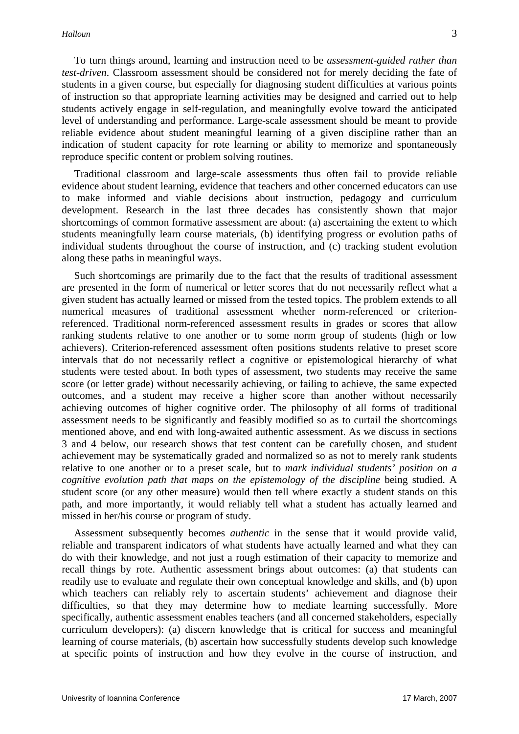To turn things around, learning and instruction need to be *assessment-guided rather than test-driven*. Classroom assessment should be considered not for merely deciding the fate of students in a given course, but especially for diagnosing student difficulties at various points of instruction so that appropriate learning activities may be designed and carried out to help students actively engage in self-regulation, and meaningfully evolve toward the anticipated level of understanding and performance. Large-scale assessment should be meant to provide reliable evidence about student meaningful learning of a given discipline rather than an indication of student capacity for rote learning or ability to memorize and spontaneously reproduce specific content or problem solving routines.

Traditional classroom and large-scale assessments thus often fail to provide reliable evidence about student learning, evidence that teachers and other concerned educators can use to make informed and viable decisions about instruction, pedagogy and curriculum development. Research in the last three decades has consistently shown that major shortcomings of common formative assessment are about: (a) ascertaining the extent to which students meaningfully learn course materials, (b) identifying progress or evolution paths of individual students throughout the course of instruction, and (c) tracking student evolution along these paths in meaningful ways.

Such shortcomings are primarily due to the fact that the results of traditional assessment are presented in the form of numerical or letter scores that do not necessarily reflect what a given student has actually learned or missed from the tested topics. The problem extends to all numerical measures of traditional assessment whether norm-referenced or criterion-referenced. Traditional norm-referenced assessment results in grades or scores that allow ranking students relative to one another or to some norm group of students (high or low achievers). Criterion-referenced assessment often positions students relative to preset score intervals that do not necessarily reflect a cognitive or epistemological hierarchy of what students were tested about. In both types of assessment, two students may receive the same score (or letter grade) without necessarily achieving, or failing to achieve, the same expected outcomes, and a student may receive a higher score than another without necessarily achieving outcomes of higher cognitive order. The philosophy of all forms of traditional assessment needs to be significantly and feasibly modified so as to curtail the shortcomings mentioned above, and end with long-awaited authentic assessment. As we discuss in sections 3 and 4 below, our research shows that test content can be carefully chosen, and student achievement may be systematically graded and normalized so as not to merely rank students relative to one another or to a preset scale, but to *mark individual students' position on a cognitive evolution path that maps on the epistemology of the discipline* being studied. A student score (or any other measure) would then tell where exactly a student stands on this path, and more importantly, it would reliably tell what a student has actually learned and missed in her/his course or program of study.

Assessment subsequently becomes *authentic* in the sense that it would provide valid, reliable and transparent indicators of what students have actually learned and what they can do with their knowledge, and not just a rough estimation of their capacity to memorize and recall things by rote. Authentic assessment brings about outcomes: (a) that students can readily use to evaluate and regulate their own conceptual knowledge and skills, and (b) upon which teachers can reliably rely to ascertain students' achievement and diagnose their difficulties, so that they may determine how to mediate learning successfully. More specifically, authentic assessment enables teachers (and all concerned stakeholders, especially curriculum developers): (a) discern knowledge that is critical for success and meaningful learning of course materials, (b) ascertain how successfully students develop such knowledge at specific points of instruction and how they evolve in the course of instruction, and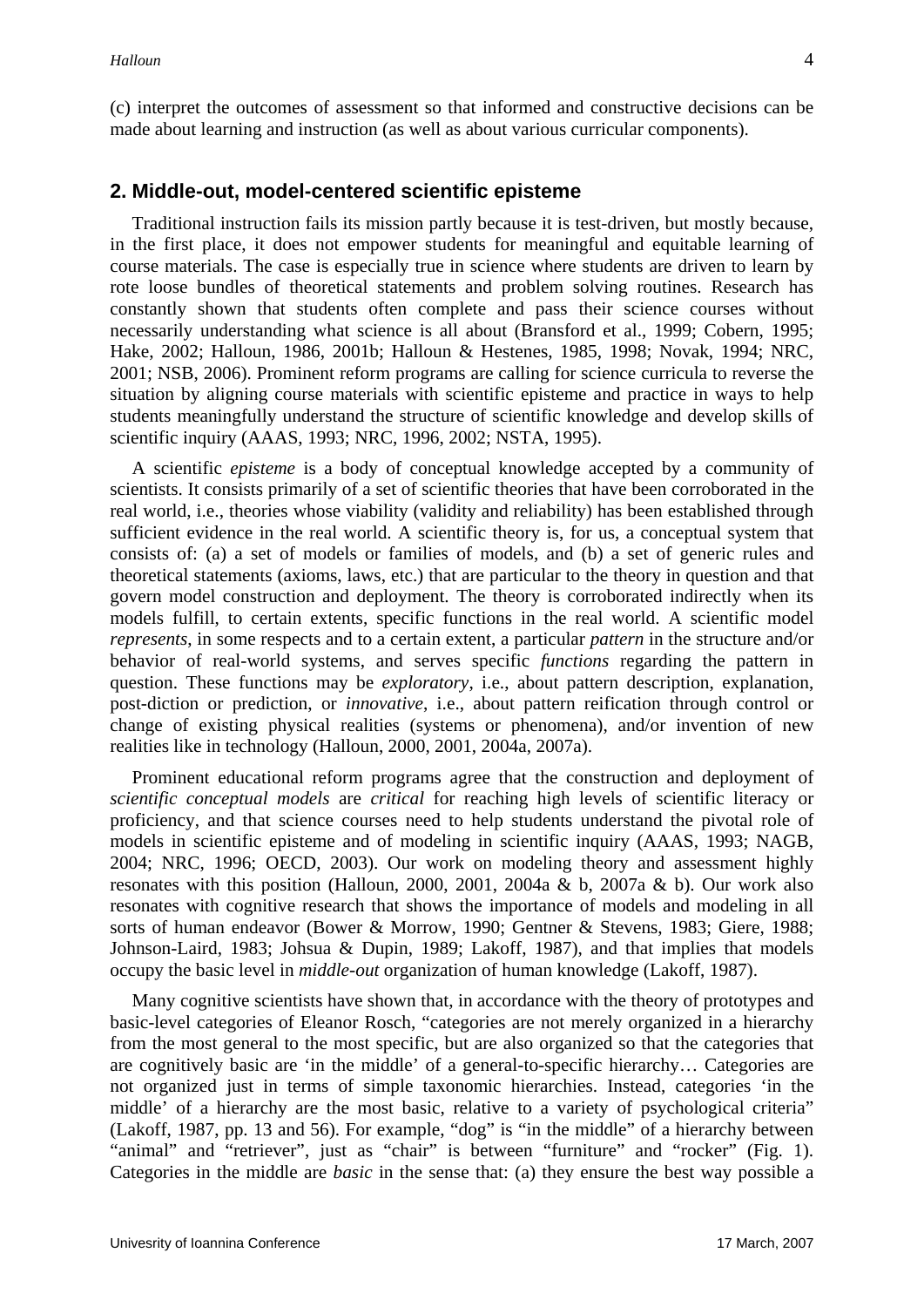(c) interpret the outcomes of assessment so that informed and constructive decisions can be made about learning and instruction (as well as about various curricular components).

## 2. Middle-out, model-centered scientific episteme

Traditional instruction fails its mission partly because it is test-driven, but mostly because, in the first place, it does not empower students for meaningful and equitable learning of course materials. The case is especially true in science where students are driven to learn by rote loose bundles of theoretical statements and problem solving routines. Research has constantly shown that students often complete and pass their science courses without necessarily understanding what science is all about (Bransford et al., 1999; Cobern, 1995; Hake, 2002; Halloun, 1986, 2001b; Halloun & Hestenes, 1985, 1998; Novak, 1994; NRC, 2001; NSB, 2006). Prominent reform programs are calling for science curricula to reverse the situation by aligning course materials with scientific episteme and practice in ways to help students meaningfully understand the structure of scientific knowledge and develop skills of scientific inquiry (AAAS, 1993; NRC, 1996, 2002; NSTA, 1995).

A scientific *episteme* is a body of conceptual knowledge accepted by a community of scientists. It consists primarily of a set of scientific theories that have been corroborated in the real world, i.e., theories whose viability (validity and reliability) has been established through sufficient evidence in the real world. A scientific theory is, for us, a conceptual system that consists of: (a) a set of models or families of models, and (b) a set of generic rules and theoretical statements (axioms, laws, etc.) that are particular to the theory in question and that govern model construction and deployment. The theory is corroborated indirectly when its models fulfill, to certain extents, specific functions in the real world. A scientific model *represents*, in some respects and to a certain extent, a particular *pattern* in the structure and/or behavior of real-world systems, and serves specific *functions* regarding the pattern in question. These functions may be *exploratory*, i.e., about pattern description, explanation, post-diction or prediction, or *innovative*, i.e., about pattern reification through control or change of existing physical realities (systems or phenomena), and/or invention of new realities like in technology (Halloun, 2000, 2001, 2004a, 2007a).

Prominent educational reform programs agree that the construction and deployment of *scientific conceptual models* are *critical* for reaching high levels of scientific literacy or proficiency, and that science courses need to help students understand the pivotal role of models in scientific episteme and of modeling in scientific inquiry (AAAS, 1993; NAGB, 2004; NRC, 1996; OECD, 2003). Our work on modeling theory and assessment highly resonates with this position (Halloun, 2000, 2001, 2004a & b, 2007a & b). Our work also resonates with cognitive research that shows the importance of models and modeling in all sorts of human endeavor (Bower & Morrow, 1990; Gentner & Stevens, 1983; Giere, 1988; Johnson-Laird, 1983; Johsua & Dupin, 1989; Lakoff, 1987), and that implies that models occupy the basic level in *middle-out* organization of human knowledge (Lakoff, 1987).

Many cognitive scientists have shown that, in accordance with the theory of prototypes and basic-level categories of Eleanor Rosch, "categories are not merely organized in a hierarchy from the most general to the most specific, but are also organized so that the categories that are cognitively basic are 'in the middle' of a general-to-specific hierarchy… Categories are not organized just in terms of simple taxonomic hierarchies. Instead, categories 'in the middle' of a hierarchy are the most basic, relative to a variety of psychological criteria" (Lakoff, 1987, pp. 13 and 56). For example, "dog" is "in the middle" of a hierarchy between "animal" and "retriever", just as "chair" is between "furniture" and "rocker" (Fig. 1). Categories in the middle are *basic* in the sense that: (a) they ensure the best way possible a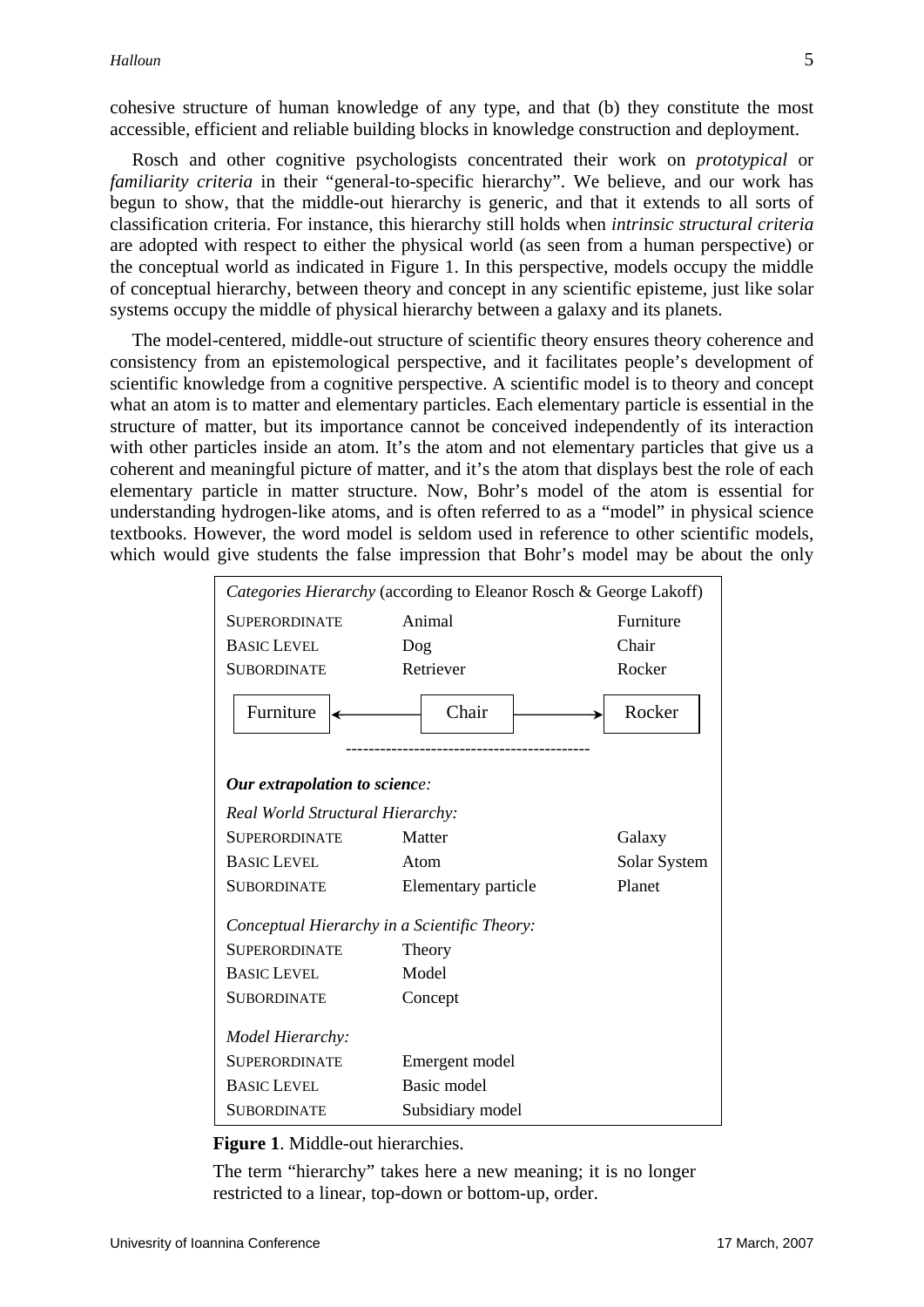cohesive structure of human knowledge of any type, and that (b) they constitute the most accessible, efficient and reliable building blocks in knowledge construction and deployment.

Rosch and other cognitive psychologists concentrated their work on *prototypical* or *familiarity criteria* in their "general-to-specific hierarchy". We believe, and our work has begun to show, that the middle-out hierarchy is generic, and that it extends to all sorts of classification criteria. For instance, this hierarchy still holds when *intrinsic structural criteria* are adopted with respect to either the physical world (as seen from a human perspective) or the conceptual world as indicated in Figure 1. In this perspective, models occupy the middle of conceptual hierarchy, between theory and concept in any scientific episteme, just like solar systems occupy the middle of physical hierarchy between a galaxy and its planets.

The model-centered, middle-out structure of scientific theory ensures theory coherence and consistency from an epistemological perspective, and it facilitates people's development of scientific knowledge from a cognitive perspective. A scientific model is to theory and concept what an atom is to matter and elementary particles. Each elementary particle is essential in the structure of matter, but its importance cannot be conceived independently of its interaction with other particles inside an atom. It's the atom and not elementary particles that give us a coherent and meaningful picture of matter, and it's the atom that displays best the role of each elementary particle in matter structure. Now, Bohr's model of the atom is essential for understanding hydrogen-like atoms, and is often referred to as a "model" in physical science textbooks. However, the word model is seldom used in reference to other scientific models, which would give students the false impression that Bohr's model may be about the only

*Categories Hierarchy* (according to Eleanor Rosch & George Lakoff)

| | | |
|---|---|---|
| SUPERORDINATE | Animal | Furniture |
| BASIC LEVEL | Dog | Chair |
| SUBORDINATE | Retriever | Rocker |

Furniture ← Chair → Rocker

***Our extrapolation to science:***

*Real World Structural Hierarchy:*

| | | |
|---|---|---|
| SUPERORDINATE | Matter | Galaxy |
| BASIC LEVEL | Atom | Solar System |
| SUBORDINATE | Elementary particle | Planet |

*Conceptual Hierarchy in a Scientific Theory:*

| | |
|---|---|
| SUPERORDINATE | Theory |
| BASIC LEVEL | Model |
| SUBORDINATE | Concept |

*Model Hierarchy:*

| | |
|---|---|
| SUPERORDINATE | Emergent model |
| BASIC LEVEL | Basic model |
| SUBORDINATE | Subsidiary model |

**Figure 1**. Middle-out hierarchies.

The term "hierarchy" takes here a new meaning; it is no longer restricted to a linear, top-down or bottom-up, order.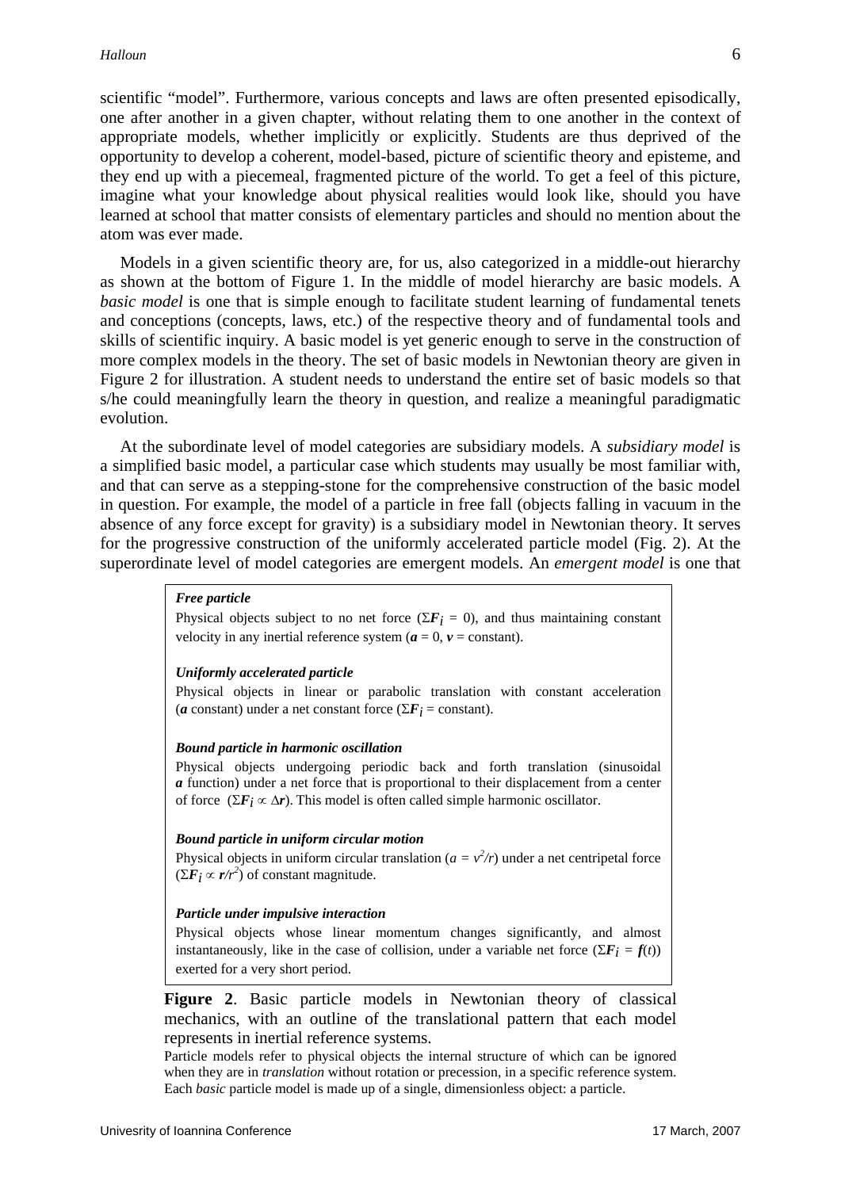scientific "model". Furthermore, various concepts and laws are often presented episodically, one after another in a given chapter, without relating them to one another in the context of appropriate models, whether implicitly or explicitly. Students are thus deprived of the opportunity to develop a coherent, model-based, picture of scientific theory and episteme, and they end up with a piecemeal, fragmented picture of the world. To get a feel of this picture, imagine what your knowledge about physical realities would look like, should you have learned at school that matter consists of elementary particles and should no mention about the atom was ever made.

Models in a given scientific theory are, for us, also categorized in a middle-out hierarchy as shown at the bottom of Figure 1. In the middle of model hierarchy are basic models. A *basic model* is one that is simple enough to facilitate student learning of fundamental tenets and conceptions (concepts, laws, etc.) of the respective theory and of fundamental tools and skills of scientific inquiry. A basic model is yet generic enough to serve in the construction of more complex models in the theory. The set of basic models in Newtonian theory are given in Figure 2 for illustration. A student needs to understand the entire set of basic models so that s/he could meaningfully learn the theory in question, and realize a meaningful paradigmatic evolution.

At the subordinate level of model categories are subsidiary models. A *subsidiary model* is a simplified basic model, a particular case which students may usually be most familiar with, and that can serve as a stepping-stone for the comprehensive construction of the basic model in question. For example, the model of a particle in free fall (objects falling in vacuum in the absence of any force except for gravity) is a subsidiary model in Newtonian theory. It serves for the progressive construction of the uniformly accelerated particle model (Fig. 2). At the superordinate level of model categories are emergent models. An *emergent model* is one that

***Free particle***

Physical objects subject to no net force ($\Sigma \boldsymbol{F}_i = 0$), and thus maintaining constant velocity in any inertial reference system ($\boldsymbol{a} = 0$, $\boldsymbol{v}$ = constant).

***Uniformly accelerated particle***

Physical objects in linear or parabolic translation with constant acceleration ($\boldsymbol{a}$ constant) under a net constant force ($\Sigma \boldsymbol{F}_i$ = constant).

***Bound particle in harmonic oscillation***

Physical objects undergoing periodic back and forth translation (sinusoidal $\boldsymbol{a}$ function) under a net force that is proportional to their displacement from a center of force ($\Sigma \boldsymbol{F}_i \propto \Delta \boldsymbol{r}$). This model is often called simple harmonic oscillator.

***Bound particle in uniform circular motion***

Physical objects in uniform circular translation ($a = v^2/r$) under a net centripetal force ($\Sigma \boldsymbol{F}_i \propto \boldsymbol{r}/r^2$) of constant magnitude.

***Particle under impulsive interaction***

Physical objects whose linear momentum changes significantly, and almost instantaneously, like in the case of collision, under a variable net force ($\Sigma \boldsymbol{F}_i = \boldsymbol{f}(t)$) exerted for a very short period.

**Figure 2**. Basic particle models in Newtonian theory of classical mechanics, with an outline of the translational pattern that each model represents in inertial reference systems.

Particle models refer to physical objects the internal structure of which can be ignored when they are in *translation* without rotation or precession, in a specific reference system. Each *basic* particle model is made up of a single, dimensionless object: a particle.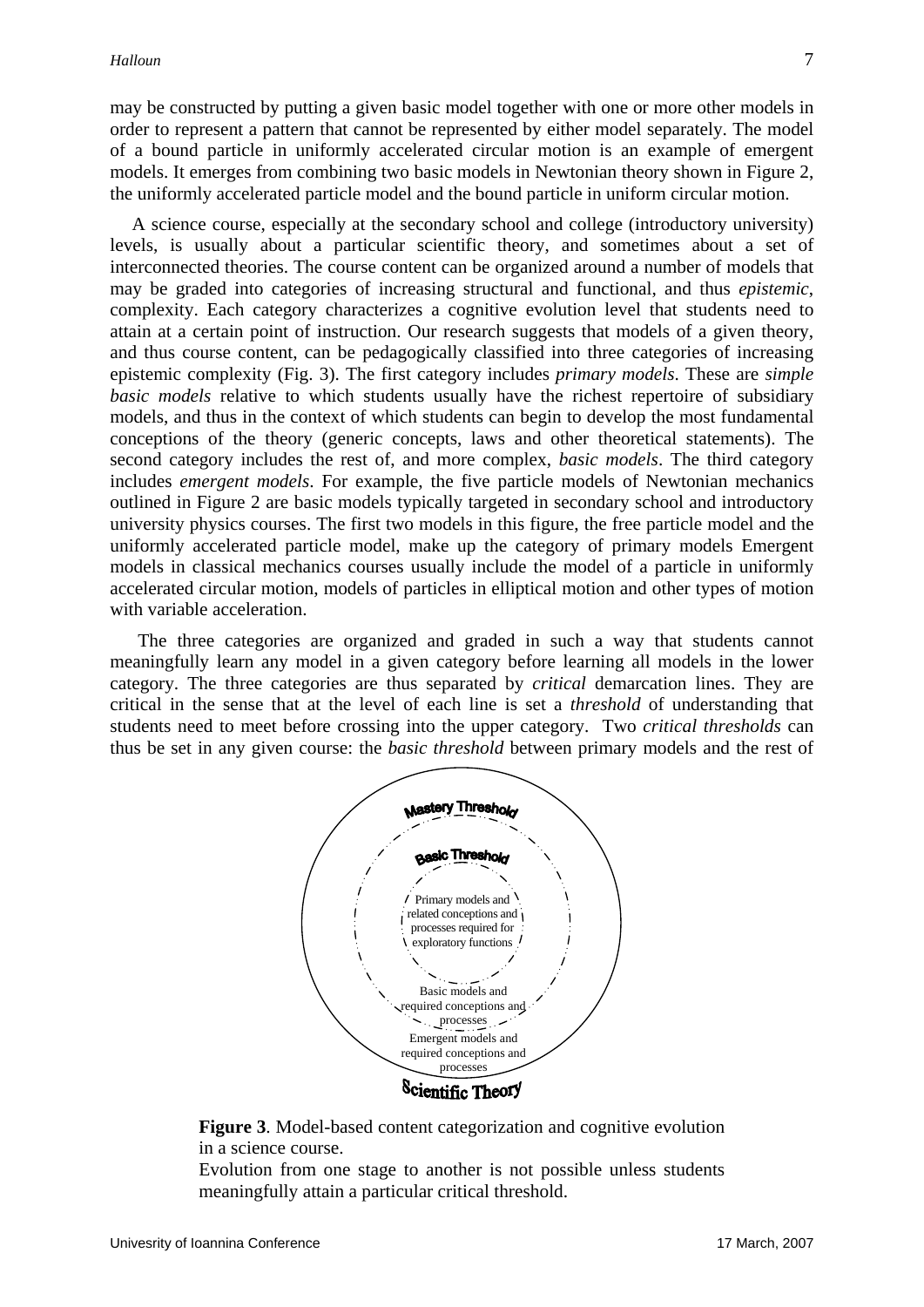may be constructed by putting a given basic model together with one or more other models in order to represent a pattern that cannot be represented by either model separately. The model of a bound particle in uniformly accelerated circular motion is an example of emergent models. It emerges from combining two basic models in Newtonian theory shown in Figure 2, the uniformly accelerated particle model and the bound particle in uniform circular motion.

A science course, especially at the secondary school and college (introductory university) levels, is usually about a particular scientific theory, and sometimes about a set of interconnected theories. The course content can be organized around a number of models that may be graded into categories of increasing structural and functional, and thus *epistemic*, complexity. Each category characterizes a cognitive evolution level that students need to attain at a certain point of instruction. Our research suggests that models of a given theory, and thus course content, can be pedagogically classified into three categories of increasing epistemic complexity (Fig. 3). The first category includes *primary models*. These are *simple basic models* relative to which students usually have the richest repertoire of subsidiary models, and thus in the context of which students can begin to develop the most fundamental conceptions of the theory (generic concepts, laws and other theoretical statements). The second category includes the rest of, and more complex, *basic models*. The third category includes *emergent models*. For example, the five particle models of Newtonian mechanics outlined in Figure 2 are basic models typically targeted in secondary school and introductory university physics courses. The first two models in this figure, the free particle model and the uniformly accelerated particle model, make up the category of primary models Emergent models in classical mechanics courses usually include the model of a particle in uniformly accelerated circular motion, models of particles in elliptical motion and other types of motion with variable acceleration.

The three categories are organized and graded in such a way that students cannot meaningfully learn any model in a given category before learning all models in the lower category. The three categories are thus separated by *critical* demarcation lines. They are critical in the sense that at the level of each line is set a *threshold* of understanding that students need to meet before crossing into the upper category. Two *critical thresholds* can thus be set in any given course: the *basic threshold* between primary models and the rest of

Mastery Threshold

Basic Threshold

Primary models and related conceptions and processes required for exploratory functions

Basic models and required conceptions and processes

Emergent models and required conceptions and processes

Scientific Theory

**Figure 3**. Model-based content categorization and cognitive evolution in a science course.
Evolution from one stage to another is not possible unless students meaningfully attain a particular critical threshold.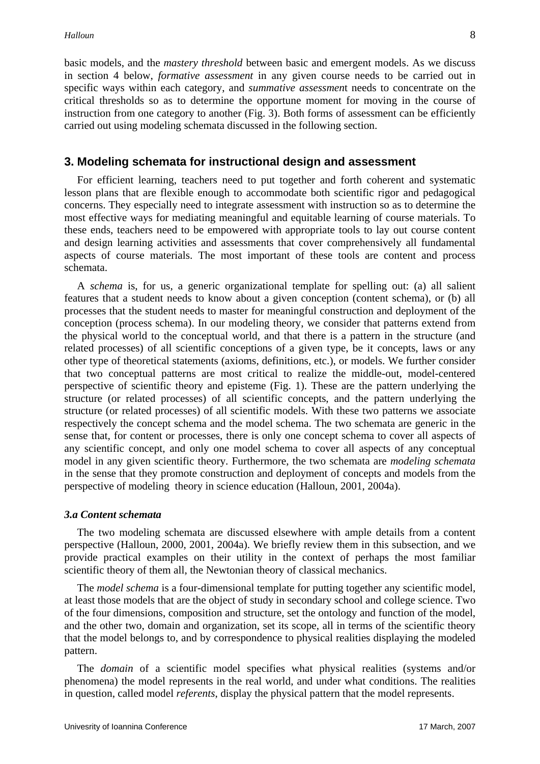basic models, and the *mastery threshold* between basic and emergent models. As we discuss in section 4 below, *formative assessment* in any given course needs to be carried out in specific ways within each category, and *summative assessmen*t needs to concentrate on the critical thresholds so as to determine the opportune moment for moving in the course of instruction from one category to another (Fig. 3). Both forms of assessment can be efficiently carried out using modeling schemata discussed in the following section.

## 3. Modeling schemata for instructional design and assessment

For efficient learning, teachers need to put together and forth coherent and systematic lesson plans that are flexible enough to accommodate both scientific rigor and pedagogical concerns. They especially need to integrate assessment with instruction so as to determine the most effective ways for mediating meaningful and equitable learning of course materials. To these ends, teachers need to be empowered with appropriate tools to lay out course content and design learning activities and assessments that cover comprehensively all fundamental aspects of course materials. The most important of these tools are content and process schemata.

A *schema* is, for us, a generic organizational template for spelling out: (a) all salient features that a student needs to know about a given conception (content schema), or (b) all processes that the student needs to master for meaningful construction and deployment of the conception (process schema). In our modeling theory, we consider that patterns extend from the physical world to the conceptual world, and that there is a pattern in the structure (and related processes) of all scientific conceptions of a given type, be it concepts, laws or any other type of theoretical statements (axioms, definitions, etc.), or models. We further consider that two conceptual patterns are most critical to realize the middle-out, model-centered perspective of scientific theory and episteme (Fig. 1). These are the pattern underlying the structure (or related processes) of all scientific concepts, and the pattern underlying the structure (or related processes) of all scientific models. With these two patterns we associate respectively the concept schema and the model schema. The two schemata are generic in the sense that, for content or processes, there is only one concept schema to cover all aspects of any scientific concept, and only one model schema to cover all aspects of any conceptual model in any given scientific theory. Furthermore, the two schemata are *modeling schemata* in the sense that they promote construction and deployment of concepts and models from the perspective of modeling theory in science education (Halloun, 2001, 2004a).

### *3.a Content schemata*

The two modeling schemata are discussed elsewhere with ample details from a content perspective (Halloun, 2000, 2001, 2004a). We briefly review them in this subsection, and we provide practical examples on their utility in the context of perhaps the most familiar scientific theory of them all, the Newtonian theory of classical mechanics.

The *model schema* is a four-dimensional template for putting together any scientific model, at least those models that are the object of study in secondary school and college science. Two of the four dimensions, composition and structure, set the ontology and function of the model, and the other two, domain and organization, set its scope, all in terms of the scientific theory that the model belongs to, and by correspondence to physical realities displaying the modeled pattern.

The *domain* of a scientific model specifies what physical realities (systems and/or phenomena) the model represents in the real world, and under what conditions. The realities in question, called model *referents*, display the physical pattern that the model represents.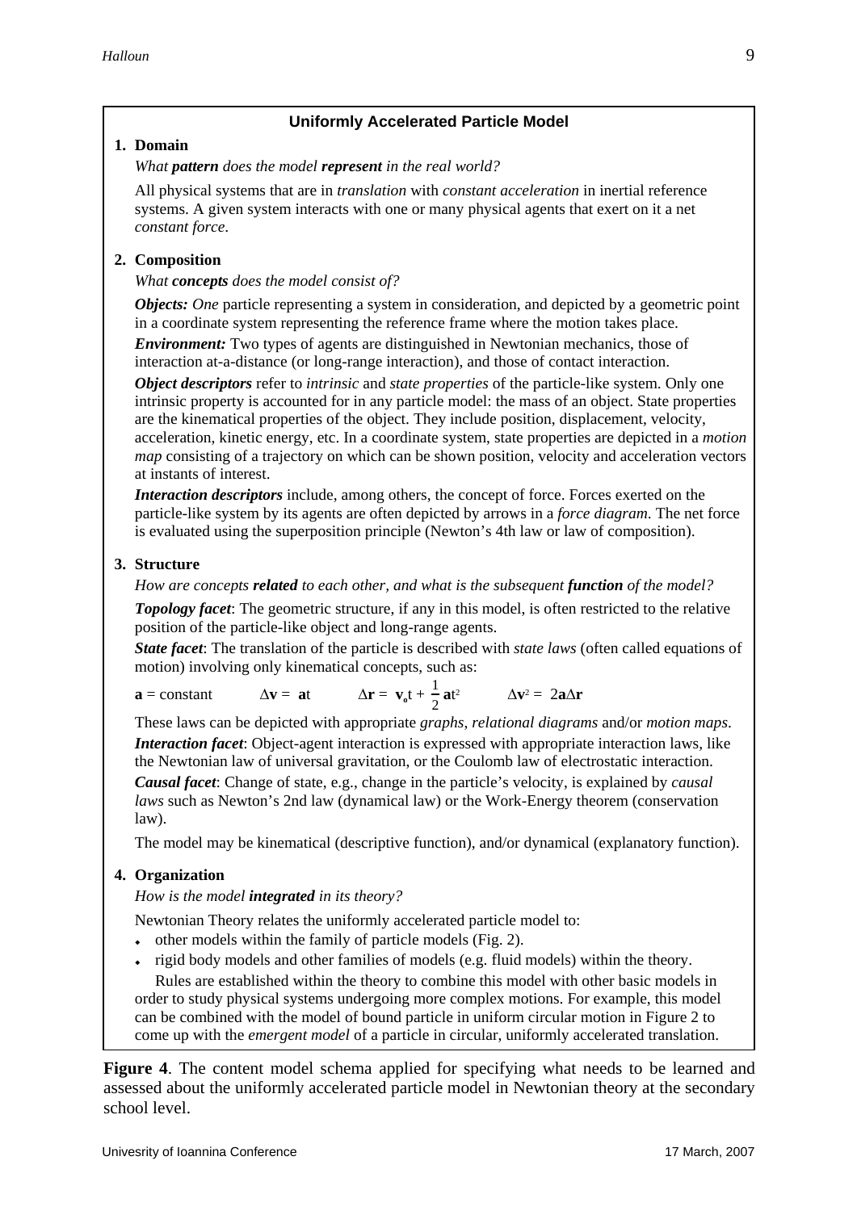### Uniformly Accelerated Particle Model

**1. Domain**

*What **pattern** does the model **represent** in the real world?*

All physical systems that are in *translation* with *constant acceleration* in inertial reference systems. A given system interacts with one or many physical agents that exert on it a net *constant force*.

**2. Composition**

*What **concepts** does the model consist of?*

***Objects:*** *One* particle representing a system in consideration, and depicted by a geometric point in a coordinate system representing the reference frame where the motion takes place.

***Environment:*** Two types of agents are distinguished in Newtonian mechanics, those of interaction at-a-distance (or long-range interaction), and those of contact interaction.

***Object descriptors*** refer to *intrinsic* and *state properties* of the particle-like system. Only one intrinsic property is accounted for in any particle model: the mass of an object. State properties are the kinematical properties of the object. They include position, displacement, velocity, acceleration, kinetic energy, etc. In a coordinate system, state properties are depicted in a *motion map* consisting of a trajectory on which can be shown position, velocity and acceleration vectors at instants of interest.

***Interaction descriptors*** include, among others, the concept of force. Forces exerted on the particle-like system by its agents are often depicted by arrows in a *force diagram.* The net force is evaluated using the superposition principle (Newton's 4th law or law of composition).

**3. Structure**

*How are concepts **related** to each other, and what is the subsequent **function** of the model?*

***Topology facet***: The geometric structure, if any in this model, is often restricted to the relative position of the particle-like object and long-range agents.

***State facet***: The translation of the particle is described with *state laws* (often called equations of motion) involving only kinematical concepts, such as:

$\mathbf{a}$ = constant $\qquad \Delta\mathbf{v} = \mathbf{a}t \qquad \Delta\mathbf{r} = \mathbf{v}_o t + \frac{1}{2}\mathbf{a}t^2 \qquad \Delta\mathbf{v}^2 = 2\mathbf{a}\Delta\mathbf{r}$

These laws can be depicted with appropriate *graphs*, *relational diagrams* and/or *motion maps*.

***Interaction facet***: Object-agent interaction is expressed with appropriate interaction laws, like the Newtonian law of universal gravitation, or the Coulomb law of electrostatic interaction.

***Causal facet***: Change of state, e.g., change in the particle's velocity, is explained by *causal laws* such as Newton's 2nd law (dynamical law) or the Work-Energy theorem (conservation law).

The model may be kinematical (descriptive function), and/or dynamical (explanatory function).

**4. Organization**

*How is the model **integrated** in its theory?*

Newtonian Theory relates the uniformly accelerated particle model to:

- other models within the family of particle models (Fig. 2).
- rigid body models and other families of models (e.g. fluid models) within the theory.

Rules are established within the theory to combine this model with other basic models in order to study physical systems undergoing more complex motions. For example, this model can be combined with the model of bound particle in uniform circular motion in Figure 2 to come up with the *emergent model* of a particle in circular, uniformly accelerated translation.

**Figure 4**. The content model schema applied for specifying what needs to be learned and assessed about the uniformly accelerated particle model in Newtonian theory at the secondary school level.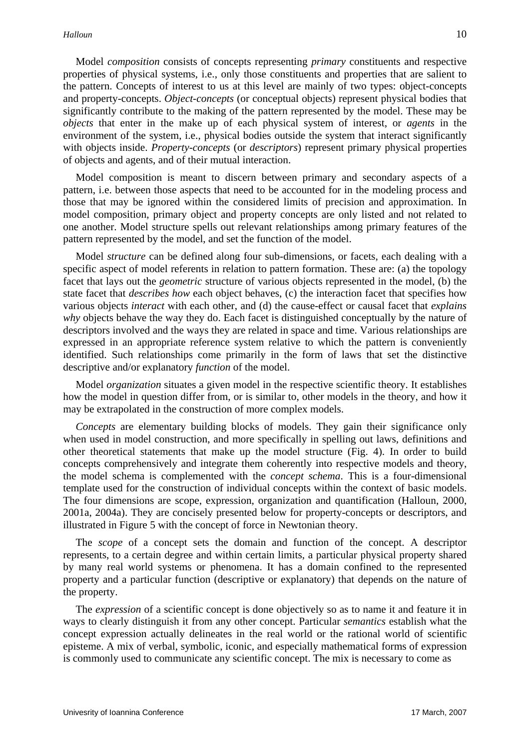Model *composition* consists of concepts representing *primary* constituents and respective properties of physical systems, i.e., only those constituents and properties that are salient to the pattern. Concepts of interest to us at this level are mainly of two types: object-concepts and property-concepts. *Object-concepts* (or conceptual objects) represent physical bodies that significantly contribute to the making of the pattern represented by the model. These may be *objects* that enter in the make up of each physical system of interest, or *agents* in the environment of the system, i.e., physical bodies outside the system that interact significantly with objects inside. *Property-concepts* (or *descriptors*) represent primary physical properties of objects and agents, and of their mutual interaction.

Model composition is meant to discern between primary and secondary aspects of a pattern, i.e. between those aspects that need to be accounted for in the modeling process and those that may be ignored within the considered limits of precision and approximation. In model composition, primary object and property concepts are only listed and not related to one another. Model structure spells out relevant relationships among primary features of the pattern represented by the model, and set the function of the model.

Model *structure* can be defined along four sub-dimensions, or facets, each dealing with a specific aspect of model referents in relation to pattern formation. These are: (a) the topology facet that lays out the *geometric* structure of various objects represented in the model, (b) the state facet that *describes how* each object behaves, (c) the interaction facet that specifies how various objects *interact* with each other, and (d) the cause-effect or causal facet that *explains why* objects behave the way they do. Each facet is distinguished conceptually by the nature of descriptors involved and the ways they are related in space and time. Various relationships are expressed in an appropriate reference system relative to which the pattern is conveniently identified. Such relationships come primarily in the form of laws that set the distinctive descriptive and/or explanatory *function* of the model.

Model *organization* situates a given model in the respective scientific theory. It establishes how the model in question differ from, or is similar to, other models in the theory, and how it may be extrapolated in the construction of more complex models.

*Concepts* are elementary building blocks of models. They gain their significance only when used in model construction, and more specifically in spelling out laws, definitions and other theoretical statements that make up the model structure (Fig. 4). In order to build concepts comprehensively and integrate them coherently into respective models and theory, the model schema is complemented with the *concept schema*. This is a four-dimensional template used for the construction of individual concepts within the context of basic models. The four dimensions are scope, expression, organization and quantification (Halloun, 2000, 2001a, 2004a). They are concisely presented below for property-concepts or descriptors, and illustrated in Figure 5 with the concept of force in Newtonian theory.

The *scope* of a concept sets the domain and function of the concept. A descriptor represents, to a certain degree and within certain limits, a particular physical property shared by many real world systems or phenomena. It has a domain confined to the represented property and a particular function (descriptive or explanatory) that depends on the nature of the property.

The *expression* of a scientific concept is done objectively so as to name it and feature it in ways to clearly distinguish it from any other concept. Particular *semantics* establish what the concept expression actually delineates in the real world or the rational world of scientific episteme. A mix of verbal, symbolic, iconic, and especially mathematical forms of expression is commonly used to communicate any scientific concept. The mix is necessary to come as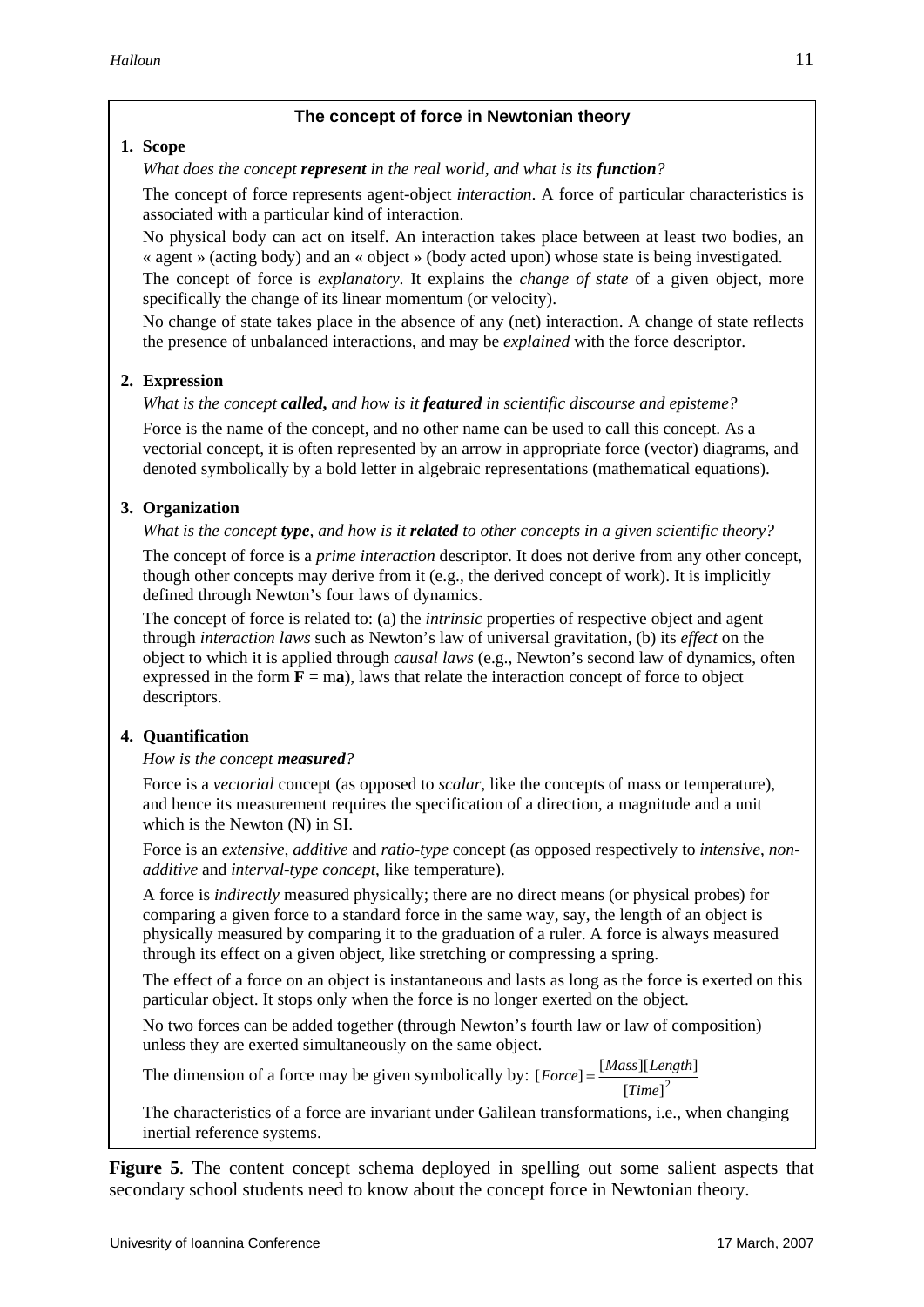**The concept of force in Newtonian theory**

**1. Scope**

*What does the concept* ***represent*** *in the real world, and what is its* ***function****?*

The concept of force represents agent-object *interaction*. A force of particular characteristics is associated with a particular kind of interaction.

No physical body can act on itself. An interaction takes place between at least two bodies, an « agent » (acting body) and an « object » (body acted upon) whose state is being investigated.

The concept of force is *explanatory*. It explains the *change of state* of a given object, more specifically the change of its linear momentum (or velocity).

No change of state takes place in the absence of any (net) interaction. A change of state reflects the presence of unbalanced interactions, and may be *explained* with the force descriptor.

**2. Expression**

*What is the concept* ***called****, and how is it* ***featured*** *in scientific discourse and episteme?*

Force is the name of the concept, and no other name can be used to call this concept. As a vectorial concept, it is often represented by an arrow in appropriate force (vector) diagrams, and denoted symbolically by a bold letter in algebraic representations (mathematical equations).

**3. Organization**

*What is the concept* ***type****, and how is it* ***related*** *to other concepts in a given scientific theory?*

The concept of force is a *prime interaction* descriptor. It does not derive from any other concept, though other concepts may derive from it (e.g., the derived concept of work). It is implicitly defined through Newton's four laws of dynamics.

The concept of force is related to: (a) the *intrinsic* properties of respective object and agent through *interaction laws* such as Newton's law of universal gravitation, (b) its *effect* on the object to which it is applied through *causal laws* (e.g., Newton's second law of dynamics, often expressed in the form $\mathbf{F} = m\mathbf{a}$), laws that relate the interaction concept of force to object descriptors.

**4. Quantification**

*How is the concept* ***measured****?*

Force is a *vectorial* concept (as opposed to *scalar*, like the concepts of mass or temperature), and hence its measurement requires the specification of a direction, a magnitude and a unit which is the Newton (N) in SI.

Force is an *extensive, additive* and *ratio-type* concept (as opposed respectively to *intensive*, *non-additive* and *interval-type concept*, like temperature).

A force is *indirectly* measured physically; there are no direct means (or physical probes) for comparing a given force to a standard force in the same way, say, the length of an object is physically measured by comparing it to the graduation of a ruler. A force is always measured through its effect on a given object, like stretching or compressing a spring.

The effect of a force on an object is instantaneous and lasts as long as the force is exerted on this particular object. It stops only when the force is no longer exerted on the object.

No two forces can be added together (through Newton's fourth law or law of composition) unless they are exerted simultaneously on the same object.

The dimension of a force may be given symbolically by: $[Force] = \frac{[Mass][Length]}{[Time]^2}$

The characteristics of a force are invariant under Galilean transformations, i.e., when changing inertial reference systems.

**Figure 5**. The content concept schema deployed in spelling out some salient aspects that secondary school students need to know about the concept force in Newtonian theory.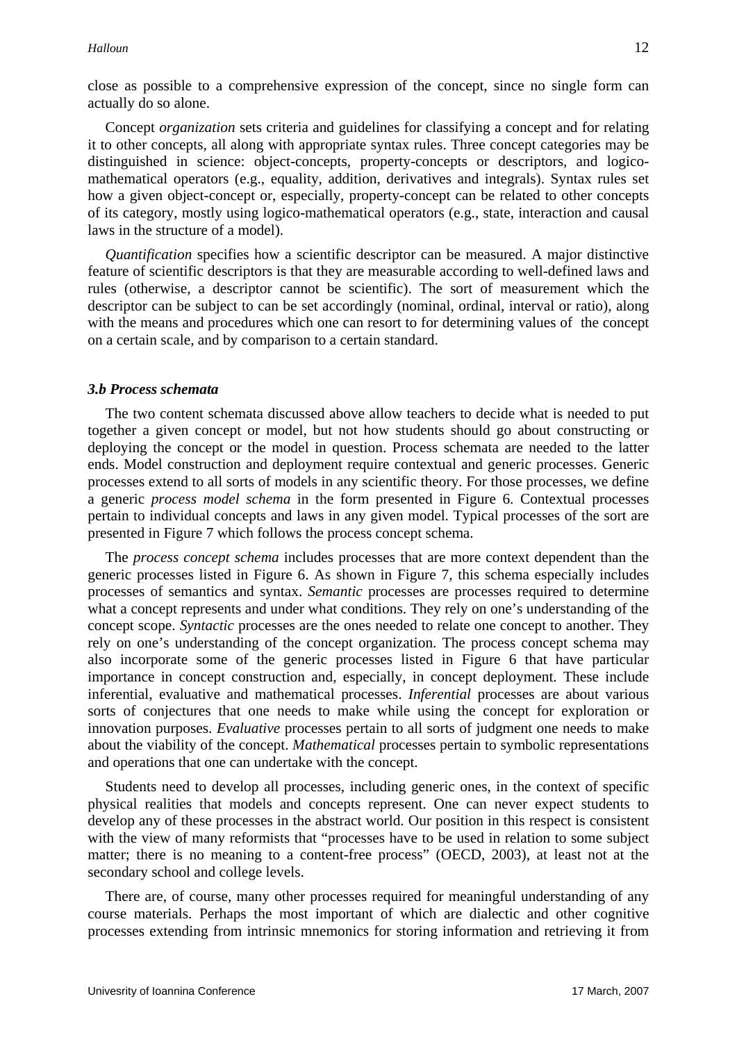close as possible to a comprehensive expression of the concept, since no single form can actually do so alone.

Concept *organization* sets criteria and guidelines for classifying a concept and for relating it to other concepts, all along with appropriate syntax rules. Three concept categories may be distinguished in science: object-concepts, property-concepts or descriptors, and logico-mathematical operators (e.g., equality, addition, derivatives and integrals). Syntax rules set how a given object-concept or, especially, property-concept can be related to other concepts of its category, mostly using logico-mathematical operators (e.g., state, interaction and causal laws in the structure of a model).

*Quantification* specifies how a scientific descriptor can be measured. A major distinctive feature of scientific descriptors is that they are measurable according to well-defined laws and rules (otherwise, a descriptor cannot be scientific). The sort of measurement which the descriptor can be subject to can be set accordingly (nominal, ordinal, interval or ratio), along with the means and procedures which one can resort to for determining values of the concept on a certain scale, and by comparison to a certain standard.

### *3.b Process schemata*

The two content schemata discussed above allow teachers to decide what is needed to put together a given concept or model, but not how students should go about constructing or deploying the concept or the model in question. Process schemata are needed to the latter ends. Model construction and deployment require contextual and generic processes. Generic processes extend to all sorts of models in any scientific theory. For those processes, we define a generic *process model schema* in the form presented in Figure 6. Contextual processes pertain to individual concepts and laws in any given model. Typical processes of the sort are presented in Figure 7 which follows the process concept schema.

The *process concept schema* includes processes that are more context dependent than the generic processes listed in Figure 6. As shown in Figure 7, this schema especially includes processes of semantics and syntax. *Semantic* processes are processes required to determine what a concept represents and under what conditions. They rely on one's understanding of the concept scope. *Syntactic* processes are the ones needed to relate one concept to another. They rely on one's understanding of the concept organization. The process concept schema may also incorporate some of the generic processes listed in Figure 6 that have particular importance in concept construction and, especially, in concept deployment. These include inferential, evaluative and mathematical processes. *Inferential* processes are about various sorts of conjectures that one needs to make while using the concept for exploration or innovation purposes. *Evaluative* processes pertain to all sorts of judgment one needs to make about the viability of the concept. *Mathematical* processes pertain to symbolic representations and operations that one can undertake with the concept.

Students need to develop all processes, including generic ones, in the context of specific physical realities that models and concepts represent. One can never expect students to develop any of these processes in the abstract world. Our position in this respect is consistent with the view of many reformists that "processes have to be used in relation to some subject matter; there is no meaning to a content-free process" (OECD, 2003), at least not at the secondary school and college levels.

There are, of course, many other processes required for meaningful understanding of any course materials. Perhaps the most important of which are dialectic and other cognitive processes extending from intrinsic mnemonics for storing information and retrieving it from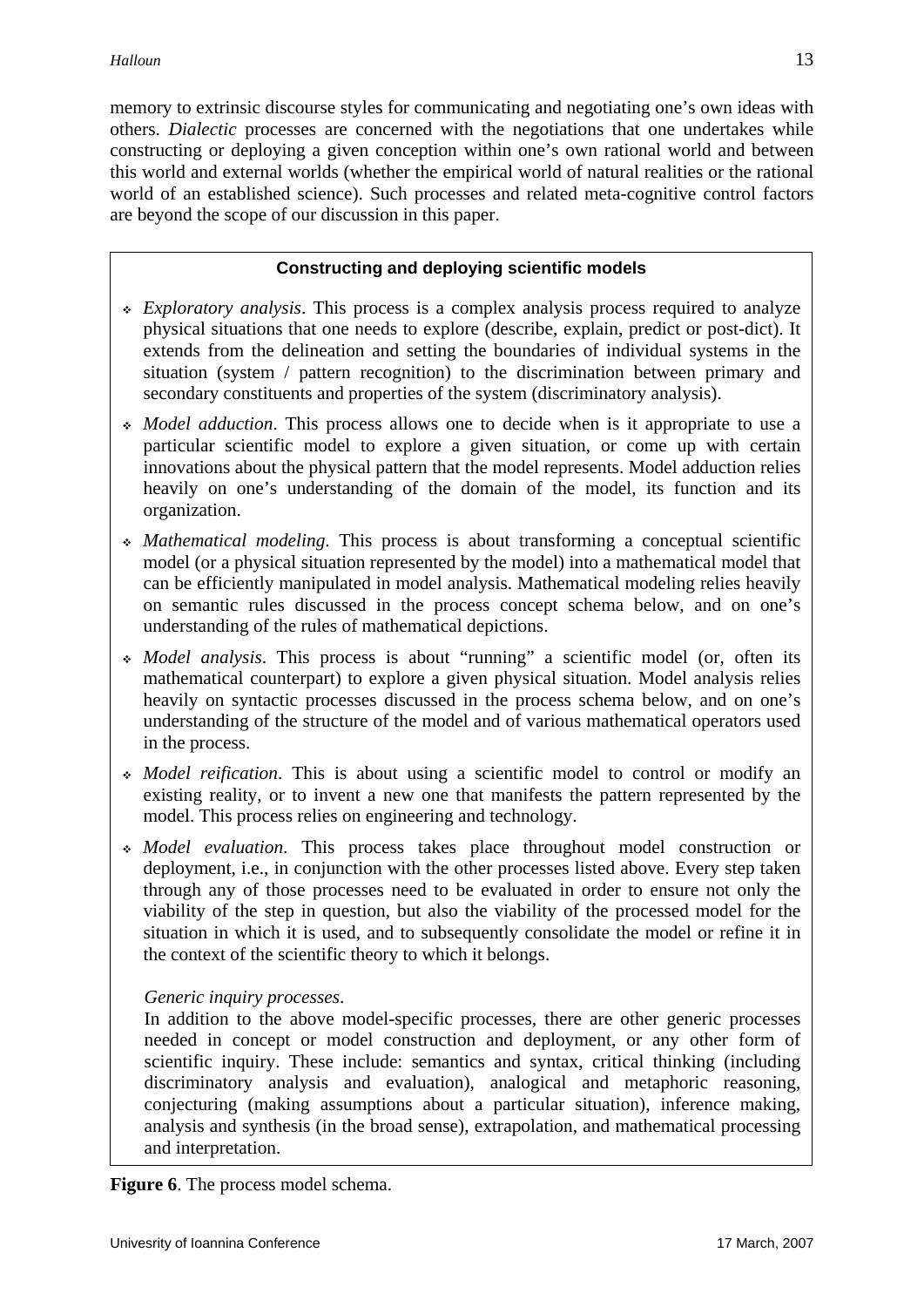memory to extrinsic discourse styles for communicating and negotiating one's own ideas with others. *Dialectic* processes are concerned with the negotiations that one undertakes while constructing or deploying a given conception within one's own rational world and between this world and external worlds (whether the empirical world of natural realities or the rational world of an established science). Such processes and related meta-cognitive control factors are beyond the scope of our discussion in this paper.

**Constructing and deploying scientific models**

- *Exploratory analysis*. This process is a complex analysis process required to analyze physical situations that one needs to explore (describe, explain, predict or post-dict). It extends from the delineation and setting the boundaries of individual systems in the situation (system / pattern recognition) to the discrimination between primary and secondary constituents and properties of the system (discriminatory analysis).
- *Model adduction*. This process allows one to decide when is it appropriate to use a particular scientific model to explore a given situation, or come up with certain innovations about the physical pattern that the model represents. Model adduction relies heavily on one's understanding of the domain of the model, its function and its organization.
- *Mathematical modeling*. This process is about transforming a conceptual scientific model (or a physical situation represented by the model) into a mathematical model that can be efficiently manipulated in model analysis. Mathematical modeling relies heavily on semantic rules discussed in the process concept schema below, and on one's understanding of the rules of mathematical depictions.
- *Model analysis*. This process is about "running" a scientific model (or, often its mathematical counterpart) to explore a given physical situation. Model analysis relies heavily on syntactic processes discussed in the process schema below, and on one's understanding of the structure of the model and of various mathematical operators used in the process.
- *Model reification*. This is about using a scientific model to control or modify an existing reality, or to invent a new one that manifests the pattern represented by the model. This process relies on engineering and technology.
- *Model evaluation.* This process takes place throughout model construction or deployment, i.e., in conjunction with the other processes listed above. Every step taken through any of those processes need to be evaluated in order to ensure not only the viability of the step in question, but also the viability of the processed model for the situation in which it is used, and to subsequently consolidate the model or refine it in the context of the scientific theory to which it belongs.

*Generic inquiry processes*.
In addition to the above model-specific processes, there are other generic processes needed in concept or model construction and deployment, or any other form of scientific inquiry. These include: semantics and syntax, critical thinking (including discriminatory analysis and evaluation), analogical and metaphoric reasoning, conjecturing (making assumptions about a particular situation), inference making, analysis and synthesis (in the broad sense), extrapolation, and mathematical processing and interpretation.

**Figure 6**. The process model schema.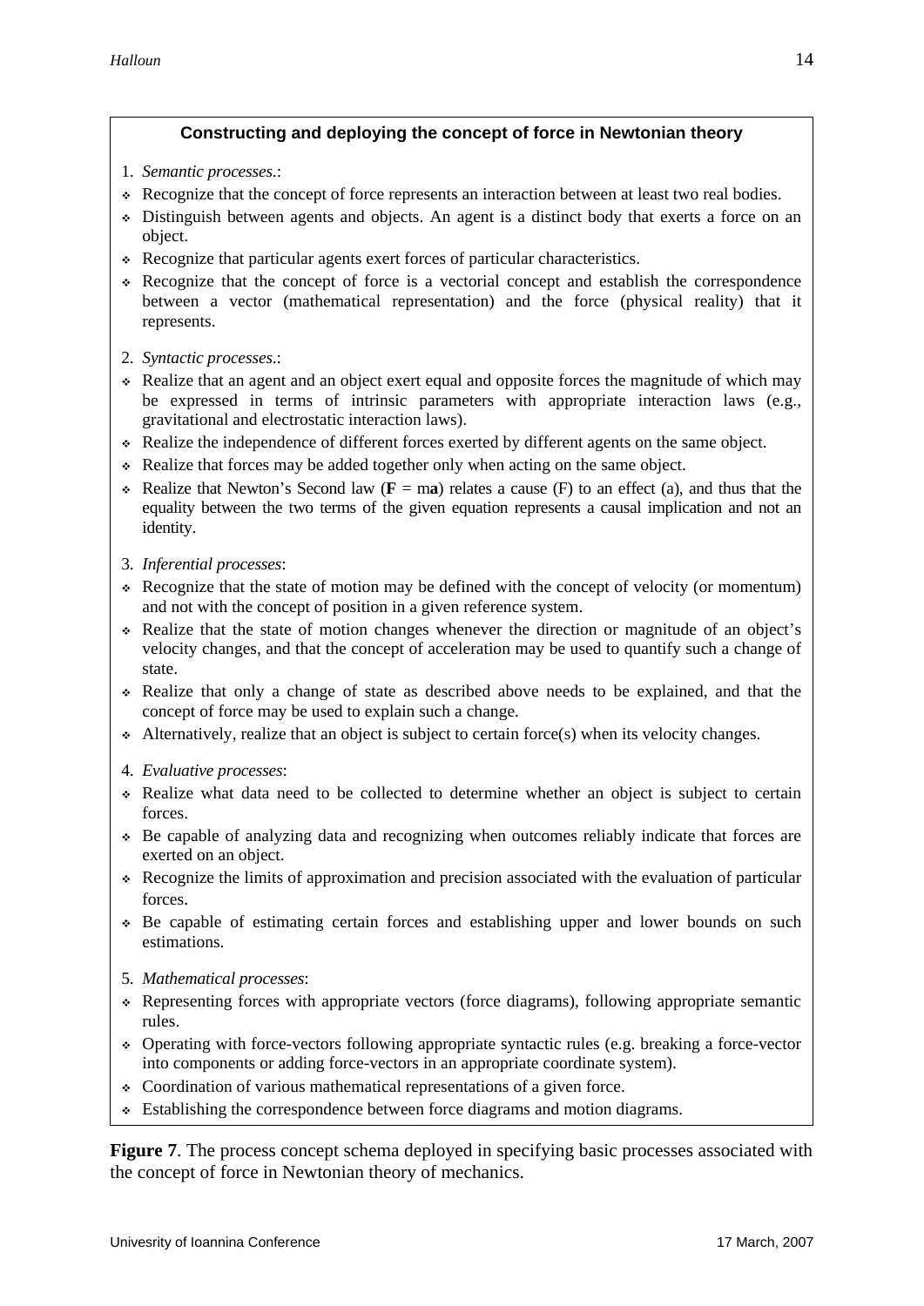### Constructing and deploying the concept of force in Newtonian theory

1. *Semantic processes.*:

- Recognize that the concept of force represents an interaction between at least two real bodies.
- Distinguish between agents and objects. An agent is a distinct body that exerts a force on an object.
- Recognize that particular agents exert forces of particular characteristics.
- Recognize that the concept of force is a vectorial concept and establish the correspondence between a vector (mathematical representation) and the force (physical reality) that it represents.

2. *Syntactic processes.*:

- Realize that an agent and an object exert equal and opposite forces the magnitude of which may be expressed in terms of intrinsic parameters with appropriate interaction laws (e.g., gravitational and electrostatic interaction laws).
- Realize the independence of different forces exerted by different agents on the same object.
- Realize that forces may be added together only when acting on the same object.
- Realize that Newton's Second law ($\mathbf{F} = m\mathbf{a}$) relates a cause (F) to an effect (a), and thus that the equality between the two terms of the given equation represents a causal implication and not an identity.

3. *Inferential processes*:

- Recognize that the state of motion may be defined with the concept of velocity (or momentum) and not with the concept of position in a given reference system.
- Realize that the state of motion changes whenever the direction or magnitude of an object's velocity changes, and that the concept of acceleration may be used to quantify such a change of state.
- Realize that only a change of state as described above needs to be explained, and that the concept of force may be used to explain such a change.
- Alternatively, realize that an object is subject to certain force(s) when its velocity changes.

4. *Evaluative processes*:

- Realize what data need to be collected to determine whether an object is subject to certain forces.
- Be capable of analyzing data and recognizing when outcomes reliably indicate that forces are exerted on an object.
- Recognize the limits of approximation and precision associated with the evaluation of particular forces.
- Be capable of estimating certain forces and establishing upper and lower bounds on such estimations.

5. *Mathematical processes*:

- Representing forces with appropriate vectors (force diagrams), following appropriate semantic rules.
- Operating with force-vectors following appropriate syntactic rules (e.g. breaking a force-vector into components or adding force-vectors in an appropriate coordinate system).
- Coordination of various mathematical representations of a given force.
- Establishing the correspondence between force diagrams and motion diagrams.

**Figure 7**. The process concept schema deployed in specifying basic processes associated with the concept of force in Newtonian theory of mechanics.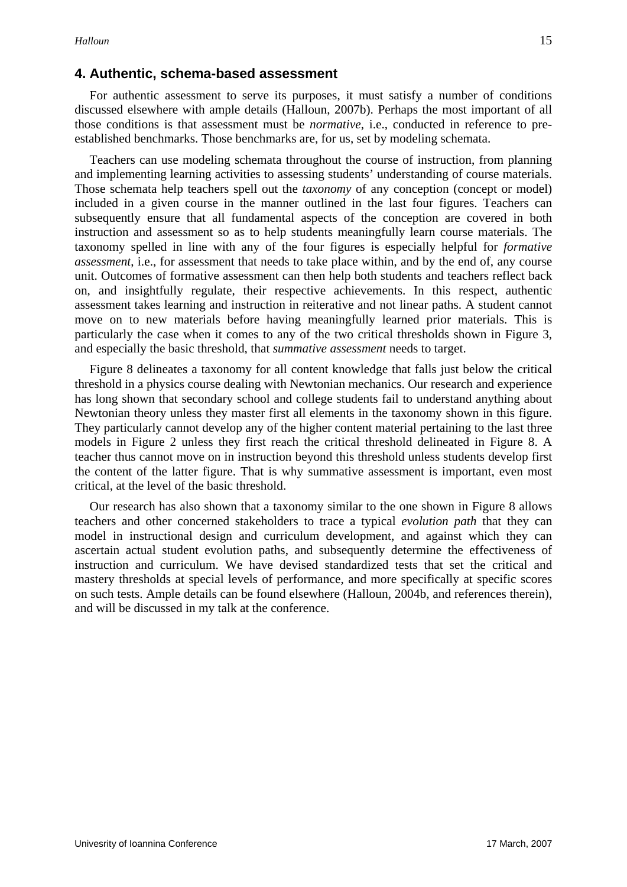## 4. Authentic, schema-based assessment

For authentic assessment to serve its purposes, it must satisfy a number of conditions discussed elsewhere with ample details (Halloun, 2007b). Perhaps the most important of all those conditions is that assessment must be *normative*, i.e., conducted in reference to pre-established benchmarks. Those benchmarks are, for us, set by modeling schemata.

Teachers can use modeling schemata throughout the course of instruction, from planning and implementing learning activities to assessing students' understanding of course materials. Those schemata help teachers spell out the *taxonomy* of any conception (concept or model) included in a given course in the manner outlined in the last four figures. Teachers can subsequently ensure that all fundamental aspects of the conception are covered in both instruction and assessment so as to help students meaningfully learn course materials. The taxonomy spelled in line with any of the four figures is especially helpful for *formative assessment*, i.e., for assessment that needs to take place within, and by the end of, any course unit. Outcomes of formative assessment can then help both students and teachers reflect back on, and insightfully regulate, their respective achievements. In this respect, authentic assessment takes learning and instruction in reiterative and not linear paths. A student cannot move on to new materials before having meaningfully learned prior materials. This is particularly the case when it comes to any of the two critical thresholds shown in Figure 3, and especially the basic threshold, that *summative assessment* needs to target.

Figure 8 delineates a taxonomy for all content knowledge that falls just below the critical threshold in a physics course dealing with Newtonian mechanics. Our research and experience has long shown that secondary school and college students fail to understand anything about Newtonian theory unless they master first all elements in the taxonomy shown in this figure. They particularly cannot develop any of the higher content material pertaining to the last three models in Figure 2 unless they first reach the critical threshold delineated in Figure 8. A teacher thus cannot move on in instruction beyond this threshold unless students develop first the content of the latter figure. That is why summative assessment is important, even most critical, at the level of the basic threshold.

Our research has also shown that a taxonomy similar to the one shown in Figure 8 allows teachers and other concerned stakeholders to trace a typical *evolution path* that they can model in instructional design and curriculum development, and against which they can ascertain actual student evolution paths, and subsequently determine the effectiveness of instruction and curriculum. We have devised standardized tests that set the critical and mastery thresholds at special levels of performance, and more specifically at specific scores on such tests. Ample details can be found elsewhere (Halloun, 2004b, and references therein), and will be discussed in my talk at the conference.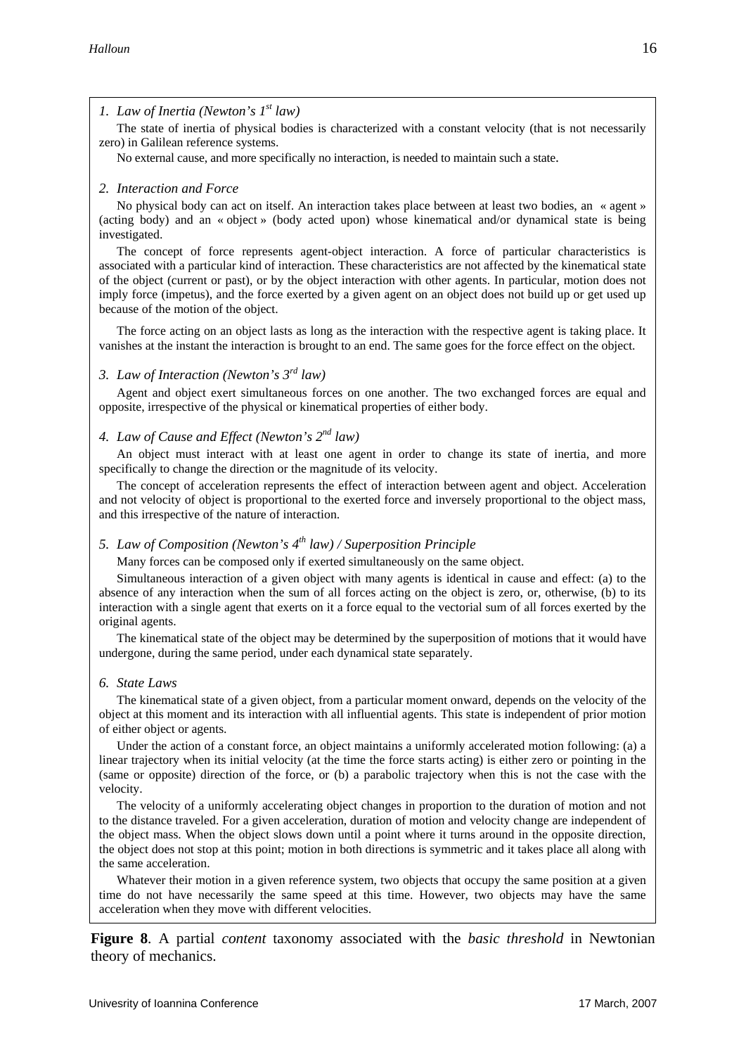*1. Law of Inertia (Newton's 1st law)*

The state of inertia of physical bodies is characterized with a constant velocity (that is not necessarily zero) in Galilean reference systems.

No external cause, and more specifically no interaction, is needed to maintain such a state.

*2. Interaction and Force*

No physical body can act on itself. An interaction takes place between at least two bodies, an « agent » (acting body) and an « object » (body acted upon) whose kinematical and/or dynamical state is being investigated.

The concept of force represents agent-object interaction. A force of particular characteristics is associated with a particular kind of interaction. These characteristics are not affected by the kinematical state of the object (current or past), or by the object interaction with other agents. In particular, motion does not imply force (impetus), and the force exerted by a given agent on an object does not build up or get used up because of the motion of the object.

The force acting on an object lasts as long as the interaction with the respective agent is taking place. It vanishes at the instant the interaction is brought to an end. The same goes for the force effect on the object.

*3. Law of Interaction (Newton's 3rd law)*

Agent and object exert simultaneous forces on one another. The two exchanged forces are equal and opposite, irrespective of the physical or kinematical properties of either body.

*4. Law of Cause and Effect (Newton's 2nd law)*

An object must interact with at least one agent in order to change its state of inertia, and more specifically to change the direction or the magnitude of its velocity.

The concept of acceleration represents the effect of interaction between agent and object. Acceleration and not velocity of object is proportional to the exerted force and inversely proportional to the object mass, and this irrespective of the nature of interaction.

*5. Law of Composition (Newton's 4th law) / Superposition Principle*

Many forces can be composed only if exerted simultaneously on the same object.

Simultaneous interaction of a given object with many agents is identical in cause and effect: (a) to the absence of any interaction when the sum of all forces acting on the object is zero, or, otherwise, (b) to its interaction with a single agent that exerts on it a force equal to the vectorial sum of all forces exerted by the original agents.

The kinematical state of the object may be determined by the superposition of motions that it would have undergone, during the same period, under each dynamical state separately.

*6. State Laws*

The kinematical state of a given object, from a particular moment onward, depends on the velocity of the object at this moment and its interaction with all influential agents. This state is independent of prior motion of either object or agents.

Under the action of a constant force, an object maintains a uniformly accelerated motion following: (a) a linear trajectory when its initial velocity (at the time the force starts acting) is either zero or pointing in the (same or opposite) direction of the force, or (b) a parabolic trajectory when this is not the case with the velocity.

The velocity of a uniformly accelerating object changes in proportion to the duration of motion and not to the distance traveled. For a given acceleration, duration of motion and velocity change are independent of the object mass. When the object slows down until a point where it turns around in the opposite direction, the object does not stop at this point; motion in both directions is symmetric and it takes place all along with the same acceleration.

Whatever their motion in a given reference system, two objects that occupy the same position at a given time do not have necessarily the same speed at this time. However, two objects may have the same acceleration when they move with different velocities.

**Figure 8**. A partial *content* taxonomy associated with the *basic threshold* in Newtonian theory of mechanics.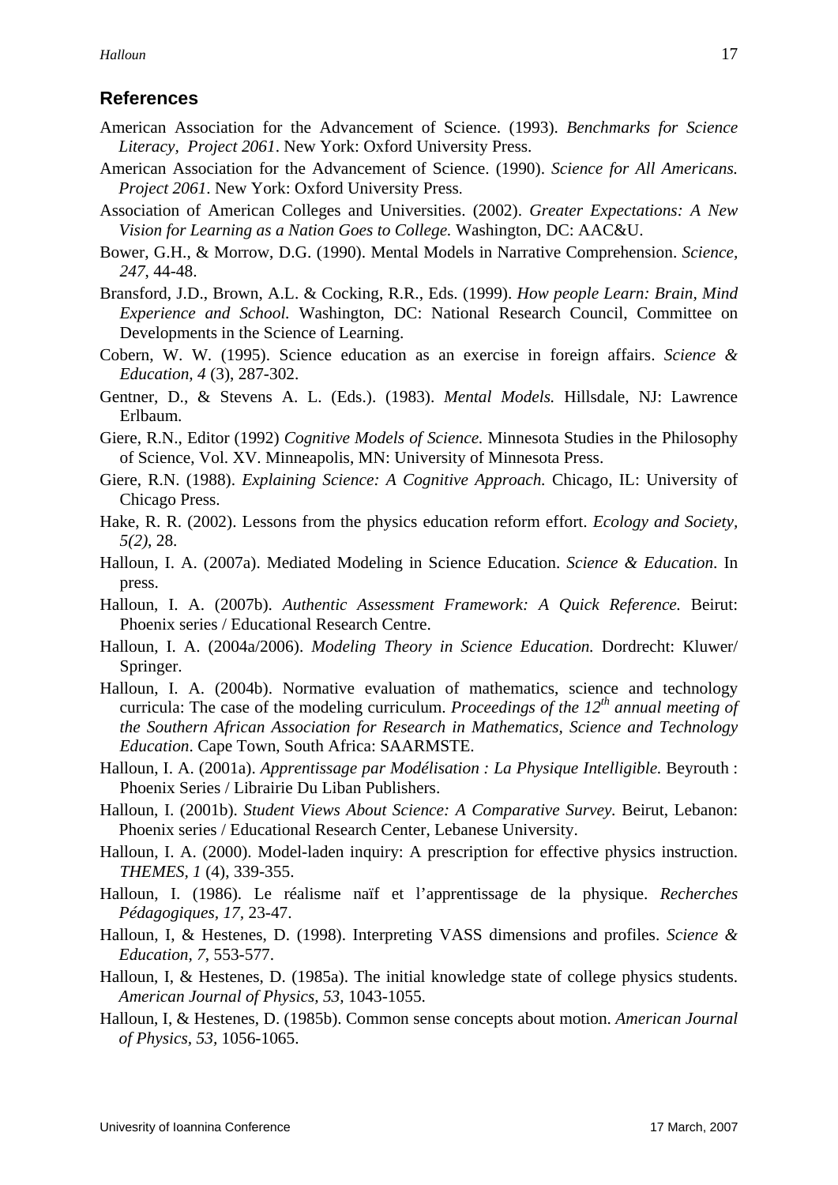## References

American Association for the Advancement of Science. (1993). *Benchmarks for Science Literacy, Project 2061*. New York: Oxford University Press.

American Association for the Advancement of Science. (1990). *Science for All Americans. Project 2061*. New York: Oxford University Press.

Association of American Colleges and Universities. (2002). *Greater Expectations: A New Vision for Learning as a Nation Goes to College.* Washington, DC: AAC&U.

Bower, G.H., & Morrow, D.G. (1990). Mental Models in Narrative Comprehension. *Science, 247*, 44-48.

Bransford, J.D., Brown, A.L. & Cocking, R.R., Eds. (1999). *How people Learn: Brain, Mind Experience and School.* Washington, DC: National Research Council, Committee on Developments in the Science of Learning.

Cobern, W. W. (1995). Science education as an exercise in foreign affairs. *Science & Education, 4* (3), 287-302.

Gentner, D., & Stevens A. L. (Eds.). (1983). *Mental Models.* Hillsdale, NJ: Lawrence Erlbaum.

Giere, R.N., Editor (1992) *Cognitive Models of Science.* Minnesota Studies in the Philosophy of Science, Vol. XV. Minneapolis, MN: University of Minnesota Press.

Giere, R.N. (1988). *Explaining Science: A Cognitive Approach.* Chicago, IL: University of Chicago Press.

Hake, R. R. (2002). Lessons from the physics education reform effort. *Ecology and Society, 5(2)*, 28.

Halloun, I. A. (2007a). Mediated Modeling in Science Education. *Science & Education*. In press.

Halloun, I. A. (2007b). *Authentic Assessment Framework: A Quick Reference.* Beirut: Phoenix series / Educational Research Centre.

Halloun, I. A. (2004a/2006). *Modeling Theory in Science Education.* Dordrecht: Kluwer/ Springer.

Halloun, I. A. (2004b). Normative evaluation of mathematics, science and technology curricula: The case of the modeling curriculum. *Proceedings of the 12th annual meeting of the Southern African Association for Research in Mathematics, Science and Technology Education*. Cape Town, South Africa: SAARMSTE.

Halloun, I. A. (2001a). *Apprentissage par Modélisation : La Physique Intelligible.* Beyrouth : Phoenix Series / Librairie Du Liban Publishers.

Halloun, I. (2001b). *Student Views About Science: A Comparative Survey*. Beirut, Lebanon: Phoenix series / Educational Research Center, Lebanese University.

Halloun, I. A. (2000). Model-laden inquiry: A prescription for effective physics instruction. *THEMES, 1* (4), 339-355.

Halloun, I. (1986). Le réalisme naïf et l'apprentissage de la physique. *Recherches Pédagogiques, 17*, 23-47.

Halloun, I, & Hestenes, D. (1998). Interpreting VASS dimensions and profiles. *Science & Education, 7*, 553-577.

Halloun, I, & Hestenes, D. (1985a). The initial knowledge state of college physics students. *American Journal of Physics, 53*, 1043-1055.

Halloun, I, & Hestenes, D. (1985b). Common sense concepts about motion. *American Journal of Physics, 53*, 1056-1065.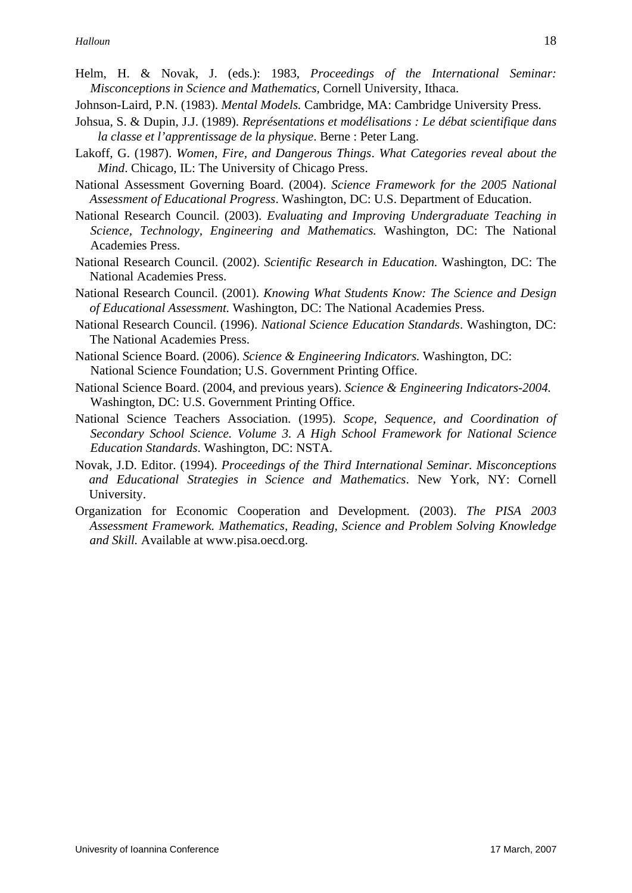Helm, H. & Novak, J. (eds.): 1983, *Proceedings of the International Seminar: Misconceptions in Science and Mathematics*, Cornell University, Ithaca.

Johnson-Laird, P.N. (1983). *Mental Models.* Cambridge, MA: Cambridge University Press.

Johsua, S. & Dupin, J.J. (1989). *Représentations et modélisations : Le débat scientifique dans la classe et l'apprentissage de la physique*. Berne : Peter Lang.

Lakoff, G. (1987). *Women, Fire, and Dangerous Things*. *What Categories reveal about the Mind*. Chicago, IL: The University of Chicago Press.

National Assessment Governing Board. (2004). *Science Framework for the 2005 National Assessment of Educational Progress*. Washington, DC: U.S. Department of Education.

National Research Council. (2003). *Evaluating and Improving Undergraduate Teaching in Science, Technology, Engineering and Mathematics.* Washington, DC: The National Academies Press.

National Research Council. (2002). *Scientific Research in Education.* Washington, DC: The National Academies Press.

National Research Council. (2001). *Knowing What Students Know: The Science and Design of Educational Assessment.* Washington, DC: The National Academies Press.

National Research Council. (1996). *National Science Education Standards*. Washington, DC: The National Academies Press.

National Science Board. (2006). *Science & Engineering Indicators.* Washington, DC: National Science Foundation; U.S. Government Printing Office.

National Science Board. (2004, and previous years). *Science & Engineering Indicators-2004.* Washington, DC: U.S. Government Printing Office.

National Science Teachers Association. (1995). *Scope, Sequence, and Coordination of Secondary School Science. Volume 3. A High School Framework for National Science Education Standards*. Washington, DC: NSTA.

Novak, J.D. Editor. (1994). *Proceedings of the Third International Seminar. Misconceptions and Educational Strategies in Science and Mathematics*. New York, NY: Cornell University.

Organization for Economic Cooperation and Development. (2003). *The PISA 2003 Assessment Framework. Mathematics, Reading, Science and Problem Solving Knowledge and Skill.* Available at www.pisa.oecd.org.